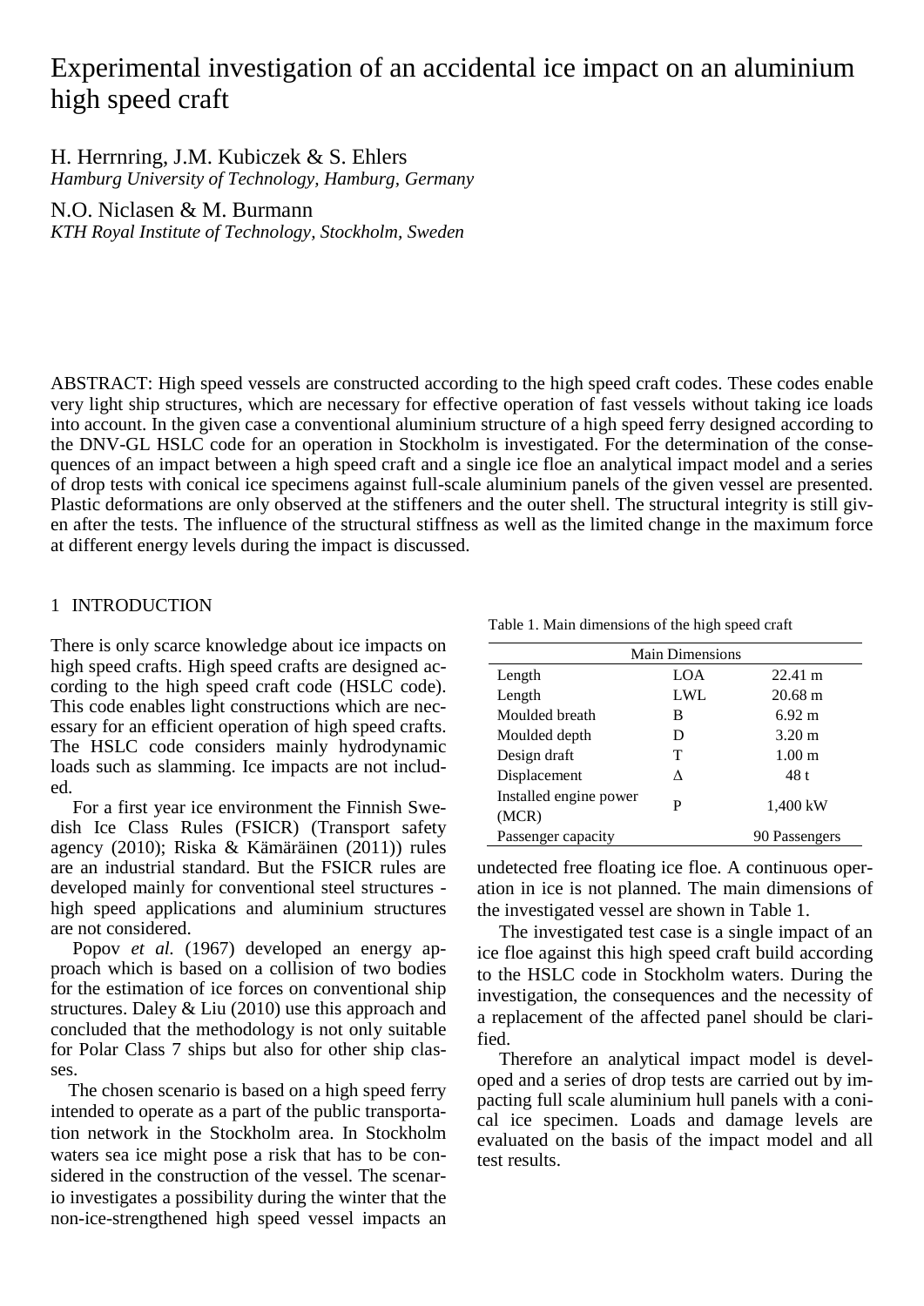# Experimental investigation of an accidental ice impact on an aluminium high speed craft

H. Herrnring, J.M. Kubiczek & S. Ehlers
*Hamburg University of Technology, Hamburg, Germany*

N.O. Niclasen & M. Burmann
*KTH Royal Institute of Technology, Stockholm, Sweden*

ABSTRACT: High speed vessels are constructed according to the high speed craft codes. These codes enable very light ship structures, which are necessary for effective operation of fast vessels without taking ice loads into account. In the given case a conventional aluminium structure of a high speed ferry designed according to the DNV-GL HSLC code for an operation in Stockholm is investigated. For the determination of the consequences of an impact between a high speed craft and a single ice floe an analytical impact model and a series of drop tests with conical ice specimens against full-scale aluminium panels of the given vessel are presented. Plastic deformations are only observed at the stiffeners and the outer shell. The structural integrity is still given after the tests. The influence of the structural stiffness as well as the limited change in the maximum force at different energy levels during the impact is discussed.

## 1 INTRODUCTION

There is only scarce knowledge about ice impacts on high speed crafts. High speed crafts are designed according to the high speed craft code (HSLC code). This code enables light constructions which are necessary for an efficient operation of high speed crafts. The HSLC code considers mainly hydrodynamic loads such as slamming. Ice impacts are not included.

For a first year ice environment the Finnish Swedish Ice Class Rules (FSICR) (Transport safety agency (2010); Riska & Kämäräinen (2011)) rules are an industrial standard. But the FSICR rules are developed mainly for conventional steel structures - high speed applications and aluminium structures are not considered.

Popov *et al.* (1967) developed an energy approach which is based on a collision of two bodies for the estimation of ice forces on conventional ship structures. Daley & Liu (2010) use this approach and concluded that the methodology is not only suitable for Polar Class 7 ships but also for other ship classes.

The chosen scenario is based on a high speed ferry intended to operate as a part of the public transportation network in the Stockholm area. In Stockholm waters sea ice might pose a risk that has to be considered in the construction of the vessel. The scenario investigates a possibility during the winter that the non-ice-strengthened high speed vessel impacts an undetected free floating ice floe. A continuous operation in ice is not planned. The main dimensions of the investigated vessel are shown in Table 1.

Table 1. Main dimensions of the high speed craft

| Main Dimensions | | |
|---|---|---|
| Length | LOA | 22.41 m |
| Length | LWL | 20.68 m |
| Moulded breath | B | 6.92 m |
| Moulded depth | D | 3.20 m |
| Design draft | T | 1.00 m |
| Displacement | Δ | 48 t |
| Installed engine power (MCR) | P | 1,400 kW |
| Passenger capacity | | 90 Passengers |

The investigated test case is a single impact of an ice floe against this high speed craft build according to the HSLC code in Stockholm waters. During the investigation, the consequences and the necessity of a replacement of the affected panel should be clarified.

Therefore an analytical impact model is developed and a series of drop tests are carried out by impacting full scale aluminium hull panels with a conical ice specimen. Loads and damage levels are evaluated on the basis of the impact model and all test results.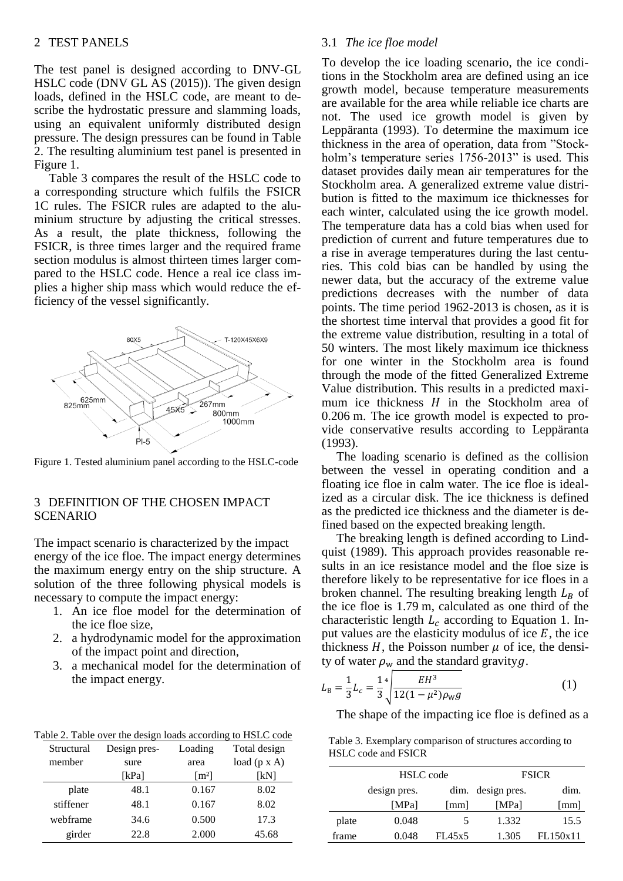## 2 TEST PANELS

The test panel is designed according to DNV-GL HSLC code (DNV GL AS (2015)). The given design loads, defined in the HSLC code, are meant to describe the hydrostatic pressure and slamming loads, using an equivalent uniformly distributed design pressure. The design pressures can be found in Table 2. The resulting aluminium test panel is presented in Figure 1.

Table 3 compares the result of the HSLC code to a corresponding structure which fulfils the FSICR 1C rules. The FSICR rules are adapted to the aluminium structure by adjusting the critical stresses. As a result, the plate thickness, following the FSICR, is three times larger and the required frame section modulus is almost thirteen times larger compared to the HSLC code. Hence a real ice class implies a higher ship mass which would reduce the efficiency of the vessel significantly.

Figure 1. Tested aluminium panel according to the HSLC-code

## 3 DEFINITION OF THE CHOSEN IMPACT SCENARIO

The impact scenario is characterized by the impact energy of the ice floe. The impact energy determines the maximum energy entry on the ship structure. A solution of the three following physical models is necessary to compute the impact energy:

1. An ice floe model for the determination of the ice floe size,
2. a hydrodynamic model for the approximation of the impact point and direction,
3. a mechanical model for the determination of the impact energy.

Table 2. Table over the design loads according to HSLC code

| Structural member | Design pressure [kPa] | Loading area [m²] | Total design load (p x A) [kN] |
|---|---|---|---|
| plate | 48.1 | 0.167 | 8.02 |
| stiffener | 48.1 | 0.167 | 8.02 |
| webframe | 34.6 | 0.500 | 17.3 |
| girder | 22.8 | 2.000 | 45.68 |

### 3.1 *The ice floe model*

To develop the ice loading scenario, the ice conditions in the Stockholm area are defined using an ice growth model, because temperature measurements are available for the area while reliable ice charts are not. The used ice growth model is given by Leppäranta (1993). To determine the maximum ice thickness in the area of operation, data from "Stockholm's temperature series 1756-2013" is used. This dataset provides daily mean air temperatures for the Stockholm area. A generalized extreme value distribution is fitted to the maximum ice thicknesses for each winter, calculated using the ice growth model. The temperature data has a cold bias when used for prediction of current and future temperatures due to a rise in average temperatures during the last centuries. This cold bias can be handled by using the newer data, but the accuracy of the extreme value predictions decreases with the number of data points. The time period 1962-2013 is chosen, as it is the shortest time interval that provides a good fit for the extreme value distribution, resulting in a total of 50 winters. The most likely maximum ice thickness for one winter in the Stockholm area is found through the mode of the fitted Generalized Extreme Value distribution. This results in a predicted maximum ice thickness $H$ in the Stockholm area of 0.206 m. The ice growth model is expected to provide conservative results according to Leppäranta (1993).

The loading scenario is defined as the collision between the vessel in operating condition and a floating ice floe in calm water. The ice floe is idealized as a circular disk. The ice thickness is defined as the predicted ice thickness and the diameter is defined based on the expected breaking length.

The breaking length is defined according to Lindquist (1989). This approach provides reasonable results in an ice resistance model and the floe size is therefore likely to be representative for ice floes in a broken channel. The resulting breaking length $L_B$ of the ice floe is 1.79 m, calculated as one third of the characteristic length $L_c$ according to Equation 1. Input values are the elasticity modulus of ice $E$, the ice thickness $H$, the Poisson number $\mu$ of ice, the density of water $\rho_w$ and the standard gravity $g$.

$$L_B = \frac{1}{3} L_c = \frac{1}{3} \sqrt[4]{\frac{EH^3}{12(1-\mu^2)\rho_W g}} \quad (1)$$

The shape of the impacting ice floe is defined as a

Table 3. Exemplary comparison of structures according to HSLC code and FSICR

| | HSLC code | | FSICR | |
|---|---|---|---|---|
| | design pres. [MPa] | dim. [mm] | design pres. [MPa] | dim. [mm] |
| plate | 0.048 | 5 | 1.332 | 15.5 |
| frame | 0.048 | FL45x5 | 1.305 | FL150x11 |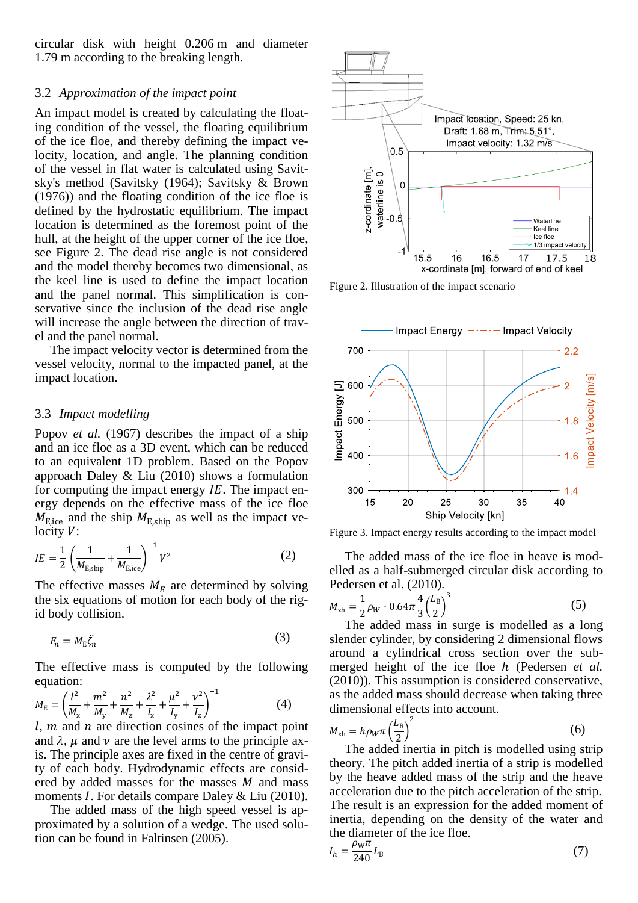circular disk with height 0.206 m and diameter 1.79 m according to the breaking length.

### 3.2 *Approximation of the impact point*

An impact model is created by calculating the floating condition of the vessel, the floating equilibrium of the ice floe, and thereby defining the impact velocity, location, and angle. The planning condition of the vessel in flat water is calculated using Savitsky's method (Savitsky (1964); Savitsky & Brown (1976)) and the floating condition of the ice floe is defined by the hydrostatic equilibrium. The impact location is determined as the foremost point of the hull, at the height of the upper corner of the ice floe, see Figure 2. The dead rise angle is not considered and the model thereby becomes two dimensional, as the keel line is used to define the impact location and the panel normal. This simplification is conservative since the inclusion of the dead rise angle will increase the angle between the direction of travel and the panel normal.

The impact velocity vector is determined from the vessel velocity, normal to the impacted panel, at the impact location.

### 3.3 *Impact modelling*

Popov *et al.* (1967) describes the impact of a ship and an ice floe as a 3D event, which can be reduced to an equivalent 1D problem. Based on the Popov approach Daley & Liu (2010) shows a formulation for computing the impact energy $IE$. The impact energy depends on the effective mass of the ice floe $M_{\mathrm{E,ice}}$ and the ship $M_{\mathrm{E,ship}}$ as well as the impact velocity $V$:

$$IE = \frac{1}{2}\left(\frac{1}{M_{\mathrm{E,ship}}} + \frac{1}{M_{\mathrm{E,ice}}}\right)^{-1} V^2 \tag{2}$$

The effective masses $M_E$ are determined by solving the six equations of motion for each body of the rigid body collision.

$$F_n = M_{\mathrm{E}} \ddot{\zeta}_n \tag{3}$$

The effective mass is computed by the following equation:

$$M_{\mathrm{E}} = \left(\frac{l^2}{M_{\mathrm{x}}} + \frac{m^2}{M_{\mathrm{y}}} + \frac{n^2}{M_z} + \frac{\lambda^2}{I_{\mathrm{x}}} + \frac{\mu^2}{I_{\mathrm{y}}} + \frac{\nu^2}{I_{\mathrm{z}}}\right)^{-1} \tag{4}$$

$l$, $m$ and $n$ are direction cosines of the impact point and $\lambda$, $\mu$ and $\nu$ are the level arms to the principle axis. The principle axes are fixed in the centre of gravity of each body. Hydrodynamic effects are considered by added masses for the masses $M$ and mass moments $I$. For details compare Daley & Liu (2010).

The added mass of the high speed vessel is approximated by a solution of a wedge. The used solution can be found in Faltinsen (2005).

Figure 2. Illustration of the impact scenario

Figure 3. Impact energy results according to the impact model

The added mass of the ice floe in heave is modelled as a half-submerged circular disk according to Pedersen et al. (2010).

$$M_{\mathrm{zh}} = \frac{1}{2}\rho_W \cdot 0.64\pi \frac{4}{3}\left(\frac{L_{\mathrm{B}}}{2}\right)^3 \tag{5}$$

The added mass in surge is modelled as a long slender cylinder, by considering 2 dimensional flows around a cylindrical cross section over the submerged height of the ice floe $h$ (Pedersen *et al.* (2010)). This assumption is considered conservative, as the added mass should decrease when taking three dimensional effects into account.

$$M_{\mathrm{xh}} = h\rho_W \pi \left(\frac{L_{\mathrm{B}}}{2}\right)^2 \tag{6}$$

The added inertia in pitch is modelled using strip theory. The pitch added inertia of a strip is modelled by the heave added mass of the strip and the heave acceleration due to the pitch acceleration of the strip. The result is an expression for the added moment of inertia, depending on the density of the water and the diameter of the ice floe.

$$I_h = \frac{\rho_W \pi}{240} L_{\mathrm{B}} \tag{7}$$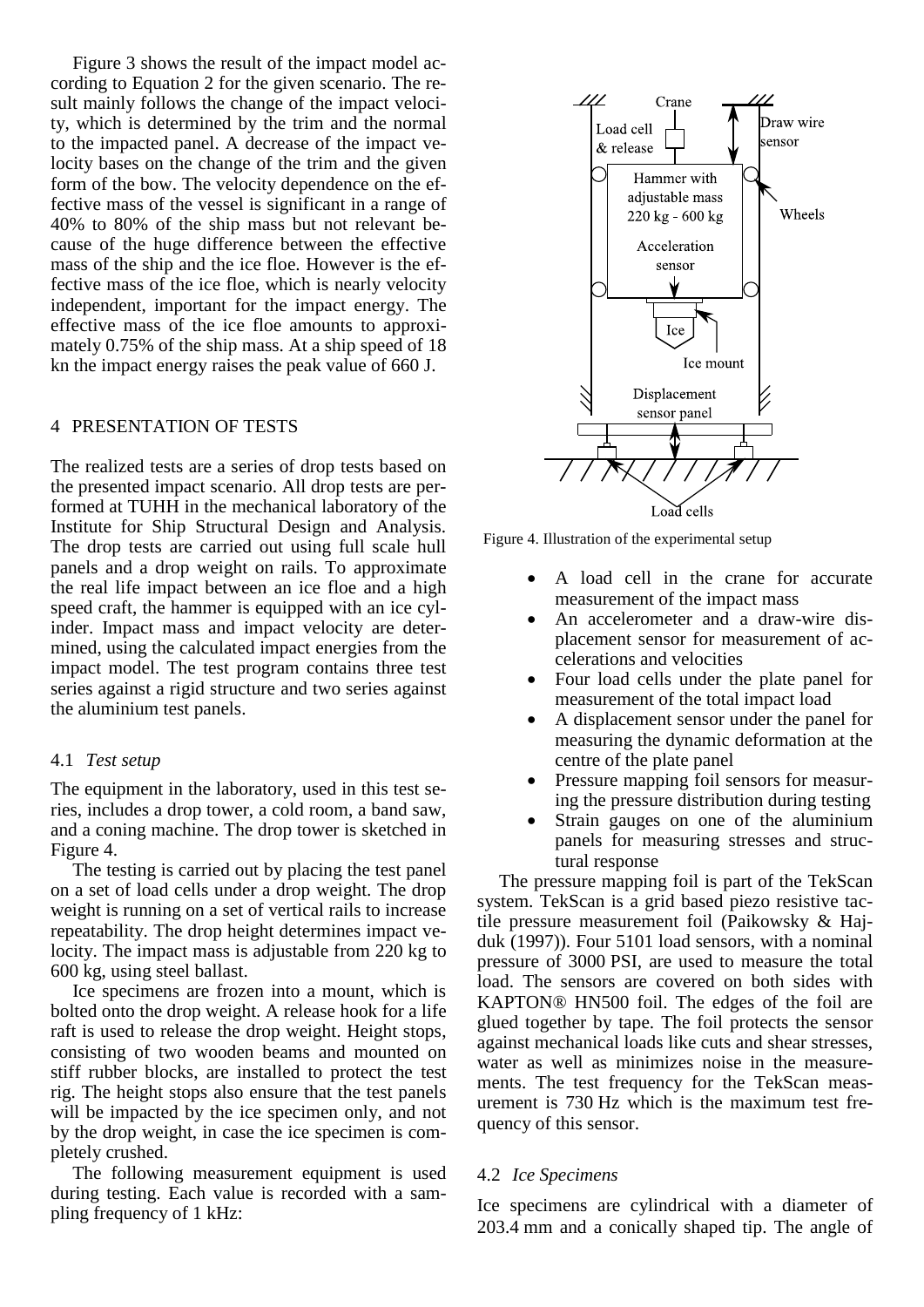Figure 3 shows the result of the impact model according to Equation 2 for the given scenario. The result mainly follows the change of the impact velocity, which is determined by the trim and the normal to the impacted panel. A decrease of the impact velocity bases on the change of the trim and the given form of the bow. The velocity dependence on the effective mass of the vessel is significant in a range of 40% to 80% of the ship mass but not relevant because of the huge difference between the effective mass of the ship and the ice floe. However is the effective mass of the ice floe, which is nearly velocity independent, important for the impact energy. The effective mass of the ice floe amounts to approximately 0.75% of the ship mass. At a ship speed of 18 kn the impact energy raises the peak value of 660 J.

## 4 PRESENTATION OF TESTS

The realized tests are a series of drop tests based on the presented impact scenario. All drop tests are performed at TUHH in the mechanical laboratory of the Institute for Ship Structural Design and Analysis. The drop tests are carried out using full scale hull panels and a drop weight on rails. To approximate the real life impact between an ice floe and a high speed craft, the hammer is equipped with an ice cylinder. Impact mass and impact velocity are determined, using the calculated impact energies from the impact model. The test program contains three test series against a rigid structure and two series against the aluminium test panels.

### 4.1 *Test setup*

The equipment in the laboratory, used in this test series, includes a drop tower, a cold room, a band saw, and a coning machine. The drop tower is sketched in Figure 4.

The testing is carried out by placing the test panel on a set of load cells under a drop weight. The drop weight is running on a set of vertical rails to increase repeatability. The drop height determines impact velocity. The impact mass is adjustable from 220 kg to 600 kg, using steel ballast.

Ice specimens are frozen into a mount, which is bolted onto the drop weight. A release hook for a life raft is used to release the drop weight. Height stops, consisting of two wooden beams and mounted on stiff rubber blocks, are installed to protect the test rig. The height stops also ensure that the test panels will be impacted by the ice specimen only, and not by the drop weight, in case the ice specimen is completely crushed.

The following measurement equipment is used during testing. Each value is recorded with a sampling frequency of 1 kHz:

Figure 4. Illustration of the experimental setup

- A load cell in the crane for accurate measurement of the impact mass
- An accelerometer and a draw-wire displacement sensor for measurement of accelerations and velocities
- Four load cells under the plate panel for measurement of the total impact load
- A displacement sensor under the panel for measuring the dynamic deformation at the centre of the plate panel
- Pressure mapping foil sensors for measuring the pressure distribution during testing
- Strain gauges on one of the aluminium panels for measuring stresses and structural response

The pressure mapping foil is part of the TekScan system. TekScan is a grid based piezo resistive tactile pressure measurement foil (Paikowsky & Hajduk (1997)). Four 5101 load sensors, with a nominal pressure of 3000 PSI, are used to measure the total load. The sensors are covered on both sides with KAPTON® HN500 foil. The edges of the foil are glued together by tape. The foil protects the sensor against mechanical loads like cuts and shear stresses, water as well as minimizes noise in the measurements. The test frequency for the TekScan measurement is 730 Hz which is the maximum test frequency of this sensor.

### 4.2 *Ice Specimens*

Ice specimens are cylindrical with a diameter of 203.4 mm and a conically shaped tip. The angle of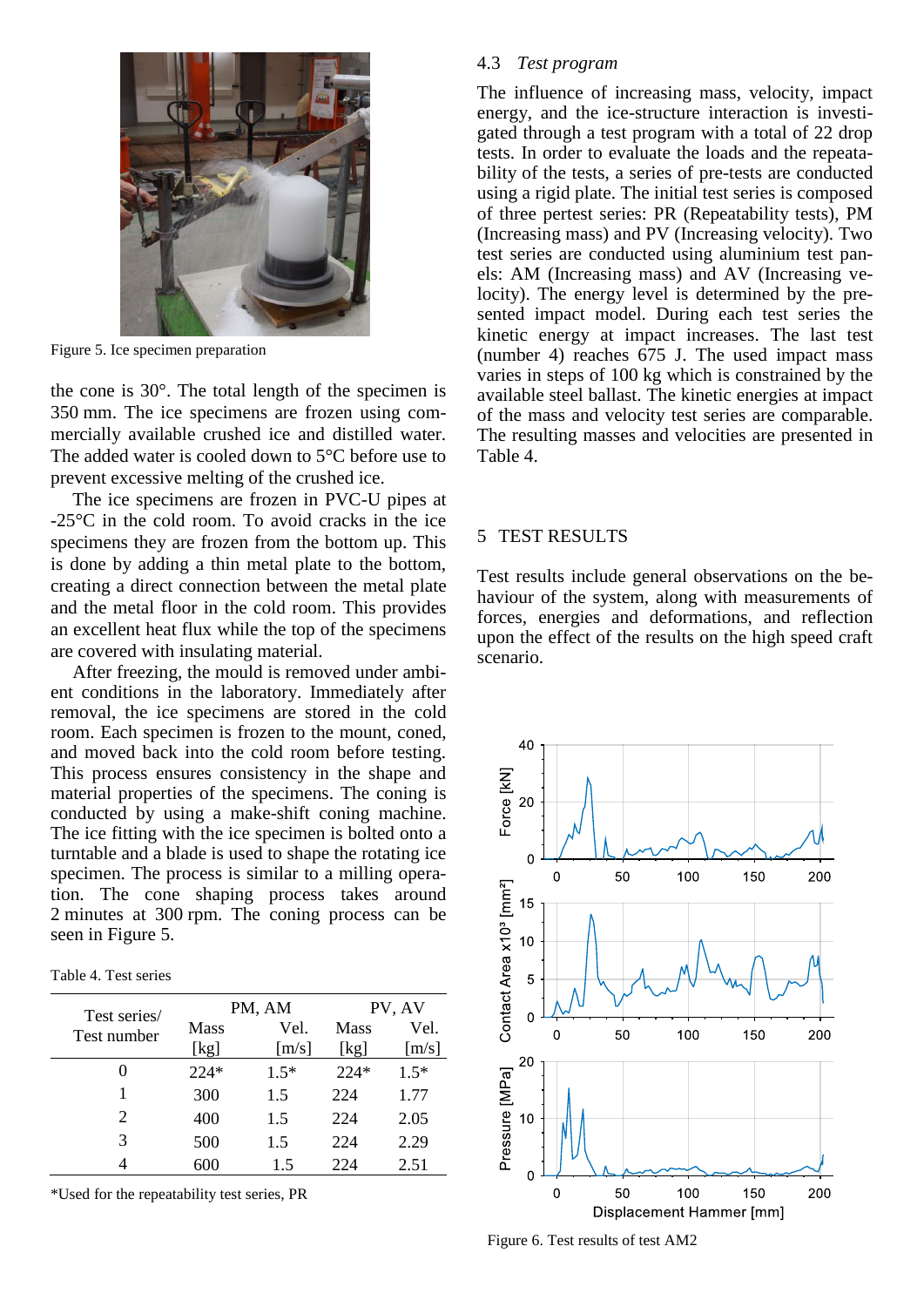Figure 5. Ice specimen preparation

the cone is 30°. The total length of the specimen is 350 mm. The ice specimens are frozen using commercially available crushed ice and distilled water. The added water is cooled down to 5°C before use to prevent excessive melting of the crushed ice.

The ice specimens are frozen in PVC-U pipes at -25°C in the cold room. To avoid cracks in the ice specimens they are frozen from the bottom up. This is done by adding a thin metal plate to the bottom, creating a direct connection between the metal plate and the metal floor in the cold room. This provides an excellent heat flux while the top of the specimens are covered with insulating material.

After freezing, the mould is removed under ambient conditions in the laboratory. Immediately after removal, the ice specimens are stored in the cold room. Each specimen is frozen to the mount, coned, and moved back into the cold room before testing. This process ensures consistency in the shape and material properties of the specimens. The coning is conducted by using a make-shift coning machine. The ice fitting with the ice specimen is bolted onto a turntable and a blade is used to shape the rotating ice specimen. The process is similar to a milling operation. The cone shaping process takes around 2 minutes at 300 rpm. The coning process can be seen in Figure 5.

Table 4. Test series

| Test series/ Test number | PM, AM | | PV, AV | |
|---|---|---|---|---|
| | Mass [kg] | Vel. [m/s] | Mass [kg] | Vel. [m/s] |
| 0 | 224* | 1.5* | 224* | 1.5* |
| 1 | 300 | 1.5 | 224 | 1.77 |
| 2 | 400 | 1.5 | 224 | 2.05 |
| 3 | 500 | 1.5 | 224 | 2.29 |
| 4 | 600 | 1.5 | 224 | 2.51 |

*Used for the repeatability test series, PR

### 4.3 *Test program*

The influence of increasing mass, velocity, impact energy, and the ice-structure interaction is investigated through a test program with a total of 22 drop tests. In order to evaluate the loads and the repeatability of the tests, a series of pre-tests are conducted using a rigid plate. The initial test series is composed of three pertest series: PR (Repeatability tests), PM (Increasing mass) and PV (Increasing velocity). Two test series are conducted using aluminium test panels: AM (Increasing mass) and AV (Increasing velocity). The energy level is determined by the presented impact model. During each test series the kinetic energy at impact increases. The last test (number 4) reaches 675 J. The used impact mass varies in steps of 100 kg which is constrained by the available steel ballast. The kinetic energies at impact of the mass and velocity test series are comparable. The resulting masses and velocities are presented in Table 4.

## 5 TEST RESULTS

Test results include general observations on the behaviour of the system, along with measurements of forces, energies and deformations, and reflection upon the effect of the results on the high speed craft scenario.

Figure 6. Test results of test AM2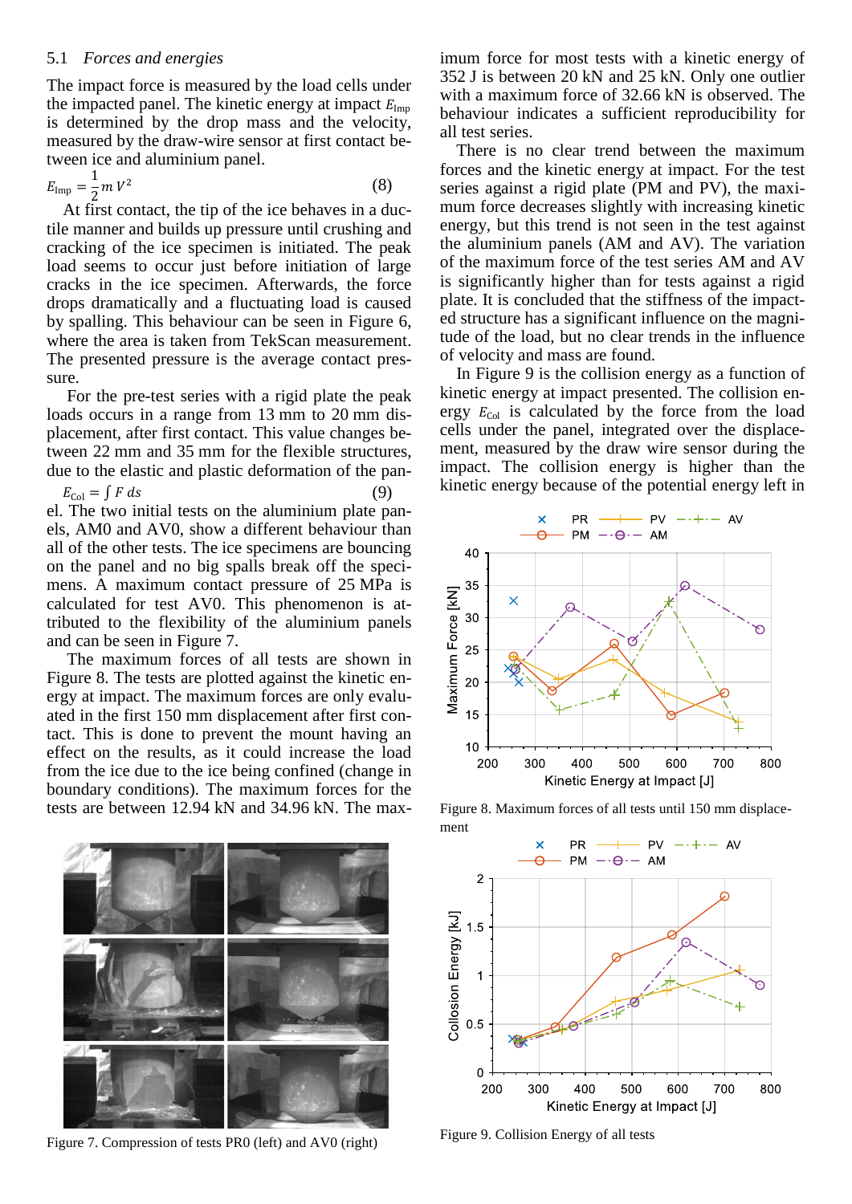### 5.1 *Forces and energies*

The impact force is measured by the load cells under the impacted panel. The kinetic energy at impact $E_{\text{Imp}}$ is determined by the drop mass and the velocity, measured by the draw-wire sensor at first contact between ice and aluminium panel.

$$E_{\text{Imp}} = \frac{1}{2} m\, V^2 \qquad (8)$$

At first contact, the tip of the ice behaves in a ductile manner and builds up pressure until crushing and cracking of the ice specimen is initiated. The peak load seems to occur just before initiation of large cracks in the ice specimen. Afterwards, the force drops dramatically and a fluctuating load is caused by spalling. This behaviour can be seen in Figure 6, where the area is taken from TekScan measurement. The presented pressure is the average contact pressure.

For the pre-test series with a rigid plate the peak loads occurs in a range from 13 mm to 20 mm displacement, after first contact. This value changes between 22 mm and 35 mm for the flexible structures, due to the elastic and plastic deformation of the panel. The two initial tests on the aluminium plate panels, AM0 and AV0, show a different behaviour than all of the other tests. The ice specimens are bouncing on the panel and no big spalls break off the specimens. A maximum contact pressure of 25 MPa is calculated for test AV0. This phenomenon is attributed to the flexibility of the aluminium panels and can be seen in Figure 7.

$$E_{\text{Col}} = \int F\, ds \qquad (9)$$

The maximum forces of all tests are shown in Figure 8. The tests are plotted against the kinetic energy at impact. The maximum forces are only evaluated in the first 150 mm displacement after first contact. This is done to prevent the mount having an effect on the results, as it could increase the load from the ice due to the ice being confined (change in boundary conditions). The maximum forces for the tests are between 12.94 kN and 34.96 kN. The maximum force for most tests with a kinetic energy of 352 J is between 20 kN and 25 kN. Only one outlier with a maximum force of 32.66 kN is observed. The behaviour indicates a sufficient reproducibility for all test series.

There is no clear trend between the maximum forces and the kinetic energy at impact. For the test series against a rigid plate (PM and PV), the maximum force decreases slightly with increasing kinetic energy, but this trend is not seen in the test against the aluminium panels (AM and AV). The variation of the maximum force of the test series AM and AV is significantly higher than for tests against a rigid plate. It is concluded that the stiffness of the impacted structure has a significant influence on the magnitude of the load, but no clear trends in the influence of velocity and mass are found.

In Figure 9 is the collision energy as a function of kinetic energy at impact presented. The collision energy $E_{\text{Col}}$ is calculated by the force from the load cells under the panel, integrated over the displacement, measured by the draw wire sensor during the impact. The collision energy is higher than the kinetic energy because of the potential energy left in

Figure 7. Compression of tests PR0 (left) and AV0 (right)

Figure 8. Maximum forces of all tests until 150 mm displacement

Figure 9. Collision Energy of all tests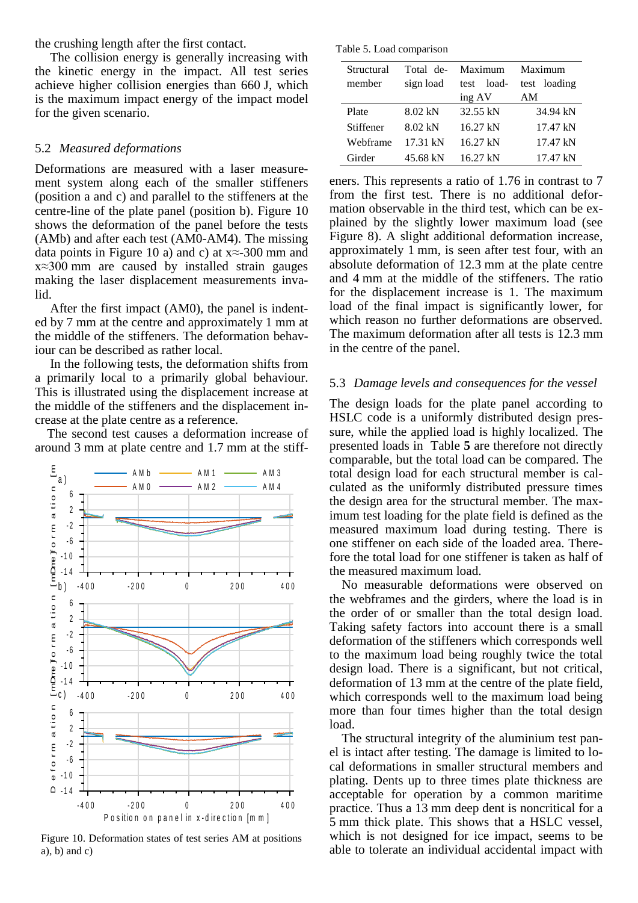the crushing length after the first contact.

The collision energy is generally increasing with the kinetic energy in the impact. All test series achieve higher collision energies than 660 J, which is the maximum impact energy of the impact model for the given scenario.

## 5.2 *Measured deformations*

Deformations are measured with a laser measurement system along each of the smaller stiffeners (position a and c) and parallel to the stiffeners at the centre-line of the plate panel (position b). Figure 10 shows the deformation of the panel before the tests (AMb) and after each test (AM0-AM4). The missing data points in Figure 10 a) and c) at x≈-300 mm and x≈300 mm are caused by installed strain gauges making the laser displacement measurements invalid.

After the first impact (AM0), the panel is indented by 7 mm at the centre and approximately 1 mm at the middle of the stiffeners. The deformation behaviour can be described as rather local.

In the following tests, the deformation shifts from a primarily local to a primarily global behaviour. This is illustrated using the displacement increase at the middle of the stiffeners and the displacement increase at the plate centre as a reference.

The second test causes a deformation increase of around 3 mm at plate centre and 1.7 mm at the stiffeners. This represents a ratio of 1.76 in contrast to 7 from the first test. There is no additional deformation observable in the third test, which can be explained by the slightly lower maximum load (see Figure 8). A slight additional deformation increase, approximately 1 mm, is seen after test four, with an absolute deformation of 12.3 mm at the plate centre and 4 mm at the middle of the stiffeners. The ratio for the displacement increase is 1. The maximum load of the final impact is significantly lower, for which reason no further deformations are observed. The maximum deformation after all tests is 12.3 mm in the centre of the panel.

Figure 10. Deformation states of test series AM at positions a), b) and c)

Table 5. Load comparison

| Structural member | Total design load | Maximum test loading AV | Maximum test loading AM |
|---|---|---|---|
| Plate | 8.02 kN | 32.55 kN | 34.94 kN |
| Stiffener | 8.02 kN | 16.27 kN | 17.47 kN |
| Webframe | 17.31 kN | 16.27 kN | 17.47 kN |
| Girder | 45.68 kN | 16.27 kN | 17.47 kN |

## 5.3 *Damage levels and consequences for the vessel*

The design loads for the plate panel according to HSLC code is a uniformly distributed design pressure, while the applied load is highly localized. The presented loads in Table **5** are therefore not directly comparable, but the total load can be compared. The total design load for each structural member is calculated as the uniformly distributed pressure times the design area for the structural member. The maximum test loading for the plate field is defined as the measured maximum load during testing. There is one stiffener on each side of the loaded area. Therefore the total load for one stiffener is taken as half of the measured maximum load.

No measurable deformations were observed on the webframes and the girders, where the load is in the order of or smaller than the total design load. Taking safety factors into account there is a small deformation of the stiffeners which corresponds well to the maximum load being roughly twice the total design load. There is a significant, but not critical, deformation of 13 mm at the centre of the plate field, which corresponds well to the maximum load being more than four times higher than the total design load.

The structural integrity of the aluminium test panel is intact after testing. The damage is limited to local deformations in smaller structural members and plating. Dents up to three times plate thickness are acceptable for operation by a common maritime practice. Thus a 13 mm deep dent is noncritical for a 5 mm thick plate. This shows that a HSLC vessel, which is not designed for ice impact, seems to be able to tolerate an individual accidental impact with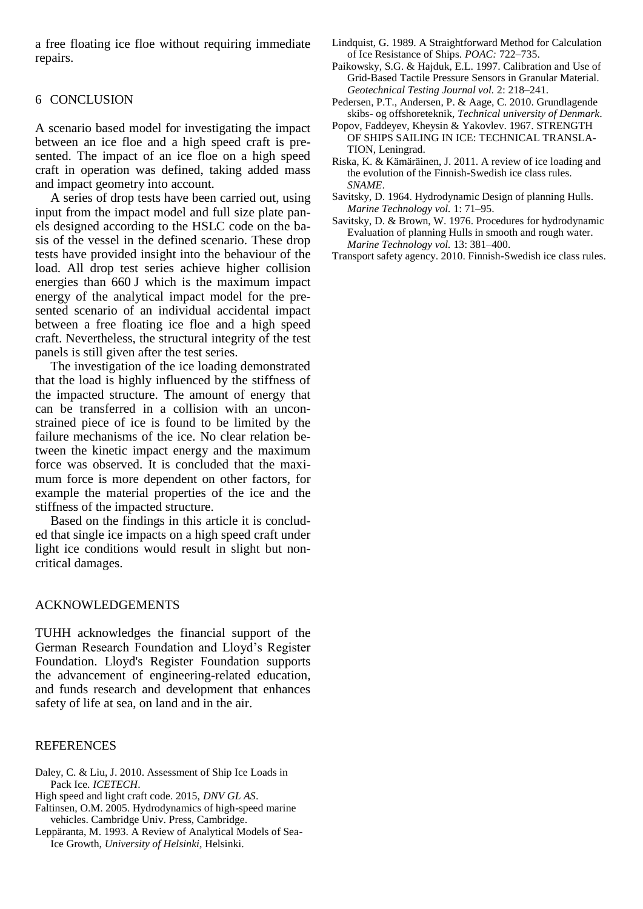a free floating ice floe without requiring immediate repairs.

## 6 CONCLUSION

A scenario based model for investigating the impact between an ice floe and a high speed craft is presented. The impact of an ice floe on a high speed craft in operation was defined, taking added mass and impact geometry into account.

A series of drop tests have been carried out, using input from the impact model and full size plate panels designed according to the HSLC code on the basis of the vessel in the defined scenario. These drop tests have provided insight into the behaviour of the load. All drop test series achieve higher collision energies than 660 J which is the maximum impact energy of the analytical impact model for the presented scenario of an individual accidental impact between a free floating ice floe and a high speed craft. Nevertheless, the structural integrity of the test panels is still given after the test series.

The investigation of the ice loading demonstrated that the load is highly influenced by the stiffness of the impacted structure. The amount of energy that can be transferred in a collision with an unconstrained piece of ice is found to be limited by the failure mechanisms of the ice. No clear relation between the kinetic impact energy and the maximum force was observed. It is concluded that the maximum force is more dependent on other factors, for example the material properties of the ice and the stiffness of the impacted structure.

Based on the findings in this article it is concluded that single ice impacts on a high speed craft under light ice conditions would result in slight but non-critical damages.

## ACKNOWLEDGEMENTS

TUHH acknowledges the financial support of the German Research Foundation and Lloyd's Register Foundation. Lloyd's Register Foundation supports the advancement of engineering-related education, and funds research and development that enhances safety of life at sea, on land and in the air.

## REFERENCES

Daley, C. & Liu, J. 2010. Assessment of Ship Ice Loads in Pack Ice. *ICETECH*.

High speed and light craft code. 2015, *DNV GL AS*.

Faltinsen, O.M. 2005. Hydrodynamics of high-speed marine vehicles. Cambridge Univ. Press, Cambridge.

Leppäranta, M. 1993. A Review of Analytical Models of Sea-Ice Growth, *University of Helsinki*, Helsinki.

Lindquist, G. 1989. A Straightforward Method for Calculation of Ice Resistance of Ships. *POAC:* 722–735.

Paikowsky, S.G. & Hajduk, E.L. 1997. Calibration and Use of Grid-Based Tactile Pressure Sensors in Granular Material. *Geotechnical Testing Journal vol.* 2: 218–241.

Pedersen, P.T., Andersen, P. & Aage, C. 2010. Grundlagende skibs- og offshoreteknik, *Technical university of Denmark*.

Popov, Faddeyev, Kheysin & Yakovlev. 1967. STRENGTH OF SHIPS SAILING IN ICE: TECHNICAL TRANSLATION, Leningrad.

Riska, K. & Kämäräinen, J. 2011. A review of ice loading and the evolution of the Finnish-Swedish ice class rules. *SNAME*.

Savitsky, D. 1964. Hydrodynamic Design of planning Hulls. *Marine Technology vol.* 1: 71–95.

Savitsky, D. & Brown, W. 1976. Procedures for hydrodynamic Evaluation of planning Hulls in smooth and rough water. *Marine Technology vol.* 13: 381–400.

Transport safety agency. 2010. Finnish-Swedish ice class rules.